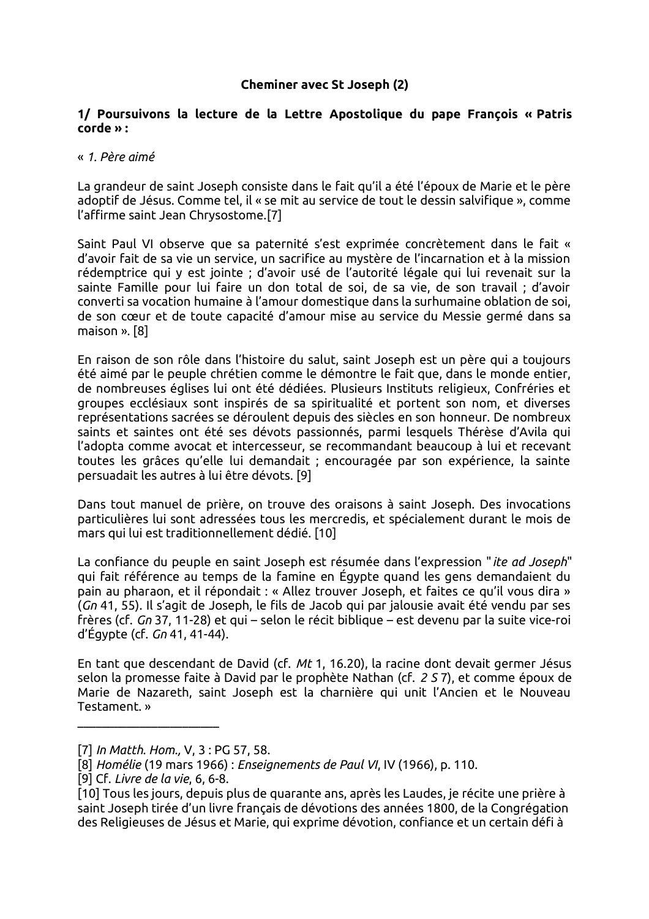**Cheminer avec St Joseph (2)**

**1/ Poursuivons la lecture de la Lettre Apostolique du pape François « Patris corde » :**

« *1. Père aimé*

La grandeur de saint Joseph consiste dans le fait qu'il a été l'époux de Marie et le père adoptif de Jésus. Comme tel, il « se mit au service de tout le dessin salvifique », comme l'affirme saint Jean Chrysostome.[7]

Saint Paul VI observe que sa paternité s'est exprimée concrètement dans le fait « d'avoir fait de sa vie un service, un sacrifice au mystère de l'incarnation et à la mission rédemptrice qui y est jointe ; d'avoir usé de l'autorité légale qui lui revenait sur la sainte Famille pour lui faire un don total de soi, de sa vie, de son travail ; d'avoir converti sa vocation humaine à l'amour domestique dans la surhumaine oblation de soi, de son cœur et de toute capacité d'amour mise au service du Messie germé dans sa maison ». [8]

En raison de son rôle dans l'histoire du salut, saint Joseph est un père qui a toujours été aimé par le peuple chrétien comme le démontre le fait que, dans le monde entier, de nombreuses églises lui ont été dédiées. Plusieurs Instituts religieux, Confréries et groupes ecclésiaux sont inspirés de sa spiritualité et portent son nom, et diverses représentations sacrées se déroulent depuis des siècles en son honneur. De nombreux saints et saintes ont été ses dévots passionnés, parmi lesquels Thérèse d'Avila qui l'adopta comme avocat et intercesseur, se recommandant beaucoup à lui et recevant toutes les grâces qu'elle lui demandait ; encouragée par son expérience, la sainte persuadait les autres à lui être dévots. [9]

Dans tout manuel de prière, on trouve des oraisons à saint Joseph. Des invocations particulières lui sont adressées tous les mercredis, et spécialement durant le mois de mars qui lui est traditionnellement dédié. [10]

La confiance du peuple en saint Joseph est résumée dans l'expression "*ite ad Joseph*" qui fait référence au temps de la famine en Égypte quand les gens demandaient du pain au pharaon, et il répondait : « Allez trouver Joseph, et faites ce qu'il vous dira » (*Gn* 41, 55). Il s'agit de Joseph, le fils de Jacob qui par jalousie avait été vendu par ses frères (cf. *Gn* 37, 11-28) et qui – selon le récit biblique – est devenu par la suite vice-roi d'Égypte (cf. *Gn* 41, 41-44).

En tant que descendant de David (cf. *Mt* 1, 16.20), la racine dont devait germer Jésus selon la promesse faite à David par le prophète Nathan (cf. *2 S* 7), et comme époux de Marie de Nazareth, saint Joseph est la charnière qui unit l'Ancien et le Nouveau Testament. »

---

[7] *In Matth. Hom.,* V, 3 : PG 57, 58.
[8] *Homélie* (19 mars 1966) : *Enseignements de Paul VI*, IV (1966), p. 110.
[9] Cf. *Livre de la vie*, 6, 6-8.
[10] Tous les jours, depuis plus de quarante ans, après les Laudes, je récite une prière à saint Joseph tirée d'un livre français de dévotions des années 1800, de la Congrégation des Religieuses de Jésus et Marie, qui exprime dévotion, confiance et un certain défi à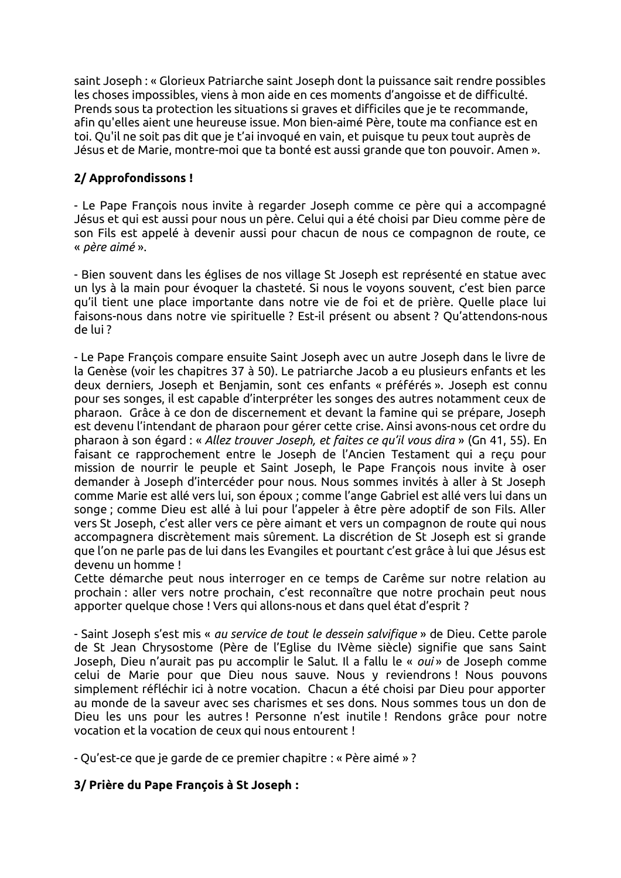saint Joseph : « Glorieux Patriarche saint Joseph dont la puissance sait rendre possibles les choses impossibles, viens à mon aide en ces moments d'angoisse et de difficulté. Prends sous ta protection les situations si graves et difficiles que je te recommande, afin qu'elles aient une heureuse issue. Mon bien-aimé Père, toute ma confiance est en toi. Qu'il ne soit pas dit que je t'ai invoqué en vain, et puisque tu peux tout auprès de Jésus et de Marie, montre-moi que ta bonté est aussi grande que ton pouvoir. Amen ».

**2/ Approfondissons !**

- Le Pape François nous invite à regarder Joseph comme ce père qui a accompagné Jésus et qui est aussi pour nous un père. Celui qui a été choisi par Dieu comme père de son Fils est appelé à devenir aussi pour chacun de nous ce compagnon de route, ce « *père aimé* ».

- Bien souvent dans les églises de nos village St Joseph est représenté en statue avec un lys à la main pour évoquer la chasteté. Si nous le voyons souvent, c'est bien parce qu'il tient une place importante dans notre vie de foi et de prière. Quelle place lui faisons-nous dans notre vie spirituelle ? Est-il présent ou absent ? Qu'attendons-nous de lui ?

- Le Pape François compare ensuite Saint Joseph avec un autre Joseph dans le livre de la Genèse (voir les chapitres 37 à 50). Le patriarche Jacob a eu plusieurs enfants et les deux derniers, Joseph et Benjamin, sont ces enfants « préférés ». Joseph est connu pour ses songes, il est capable d'interpréter les songes des autres notamment ceux de pharaon. Grâce à ce don de discernement et devant la famine qui se prépare, Joseph est devenu l'intendant de pharaon pour gérer cette crise. Ainsi avons-nous cet ordre du pharaon à son égard : « *Allez trouver Joseph, et faites ce qu'il vous dira* » (Gn 41, 55). En faisant ce rapprochement entre le Joseph de l'Ancien Testament qui a reçu pour mission de nourrir le peuple et Saint Joseph, le Pape François nous invite à oser demander à Joseph d'intercéder pour nous. Nous sommes invités à aller à St Joseph comme Marie est allé vers lui, son époux ; comme l'ange Gabriel est allé vers lui dans un songe ; comme Dieu est allé à lui pour l'appeler à être père adoptif de son Fils. Aller vers St Joseph, c'est aller vers ce père aimant et vers un compagnon de route qui nous accompagnera discrètement mais sûrement. La discrétion de St Joseph est si grande que l'on ne parle pas de lui dans les Evangiles et pourtant c'est grâce à lui que Jésus est devenu un homme !
Cette démarche peut nous interroger en ce temps de Carême sur notre relation au prochain : aller vers notre prochain, c'est reconnaître que notre prochain peut nous apporter quelque chose ! Vers qui allons-nous et dans quel état d'esprit ?

- Saint Joseph s'est mis « *au service de tout le dessein salvifique* » de Dieu. Cette parole de St Jean Chrysostome (Père de l'Eglise du IVème siècle) signifie que sans Saint Joseph, Dieu n'aurait pas pu accomplir le Salut. Il a fallu le « *oui* » de Joseph comme celui de Marie pour que Dieu nous sauve. Nous y reviendrons ! Nous pouvons simplement réfléchir ici à notre vocation. Chacun a été choisi par Dieu pour apporter au monde de la saveur avec ses charismes et ses dons. Nous sommes tous un don de Dieu les uns pour les autres ! Personne n'est inutile ! Rendons grâce pour notre vocation et la vocation de ceux qui nous entourent !

- Qu'est-ce que je garde de ce premier chapitre : « Père aimé » ?

**3/ Prière du Pape François à St Joseph :**